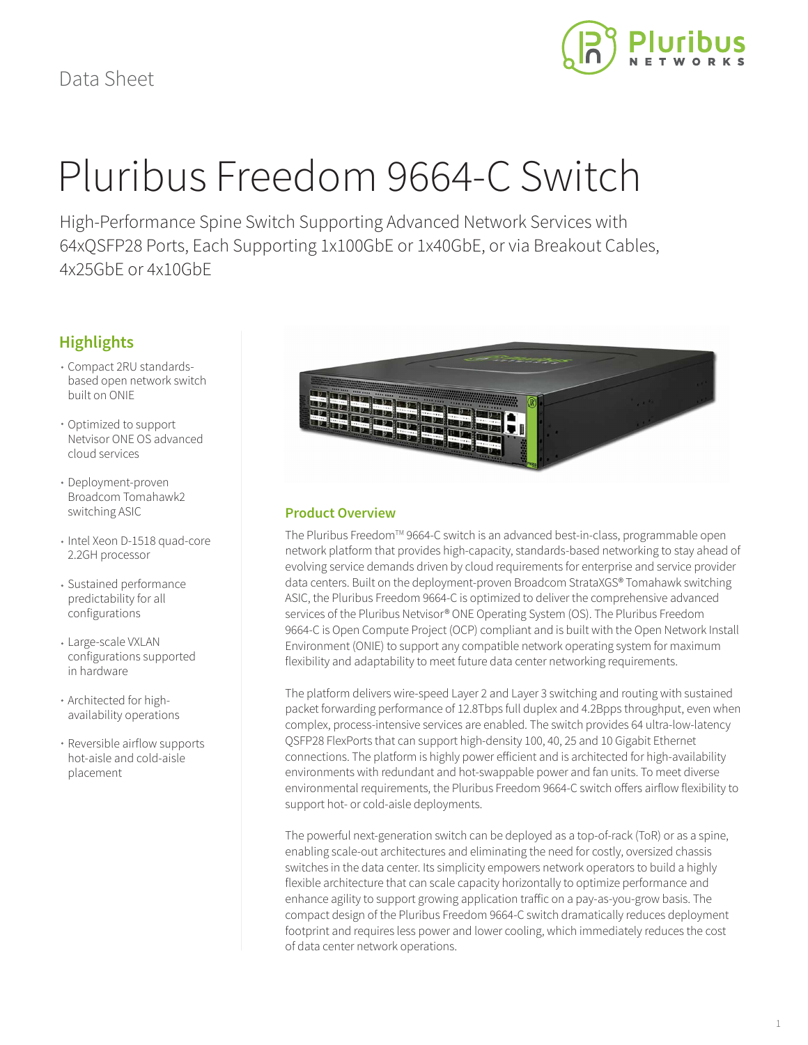Data Sheet

# Pluribus Freedom 9664-C Switch

High-Performance Spine Switch Supporting Advanced Network Services with 64xQSFP28 Ports, Each Supporting 1x100GbE or 1x40GbE, or via Breakout Cables, 4x25GbE or 4x10GbE

## Highlights

- Compact 2RU standards-based open network switch built on ONIE
- Optimized to support Netvisor ONE OS advanced cloud services
- Deployment-proven Broadcom Tomahawk2 switching ASIC
- Intel Xeon D-1518 quad-core 2.2GH processor
- Sustained performance predictability for all configurations
- Large-scale VXLAN configurations supported in hardware
- Architected for high-availability operations
- Reversible airflow supports hot-aisle and cold-aisle placement

## Product Overview

The Pluribus Freedom™ 9664-C switch is an advanced best-in-class, programmable open network platform that provides high-capacity, standards-based networking to stay ahead of evolving service demands driven by cloud requirements for enterprise and service provider data centers. Built on the deployment-proven Broadcom StrataXGS® Tomahawk switching ASIC, the Pluribus Freedom 9664-C is optimized to deliver the comprehensive advanced services of the Pluribus Netvisor® ONE Operating System (OS). The Pluribus Freedom 9664-C is Open Compute Project (OCP) compliant and is built with the Open Network Install Environment (ONIE) to support any compatible network operating system for maximum flexibility and adaptability to meet future data center networking requirements.

The platform delivers wire-speed Layer 2 and Layer 3 switching and routing with sustained packet forwarding performance of 12.8Tbps full duplex and 4.2Bpps throughput, even when complex, process-intensive services are enabled. The switch provides 64 ultra-low-latency QSFP28 FlexPorts that can support high-density 100, 40, 25 and 10 Gigabit Ethernet connections. The platform is highly power efficient and is architected for high-availability environments with redundant and hot-swappable power and fan units. To meet diverse environmental requirements, the Pluribus Freedom 9664-C switch offers airflow flexibility to support hot- or cold-aisle deployments.

The powerful next-generation switch can be deployed as a top-of-rack (ToR) or as a spine, enabling scale-out architectures and eliminating the need for costly, oversized chassis switches in the data center. Its simplicity empowers network operators to build a highly flexible architecture that can scale capacity horizontally to optimize performance and enhance agility to support growing application traffic on a pay-as-you-grow basis. The compact design of the Pluribus Freedom 9664-C switch dramatically reduces deployment footprint and requires less power and lower cooling, which immediately reduces the cost of data center network operations.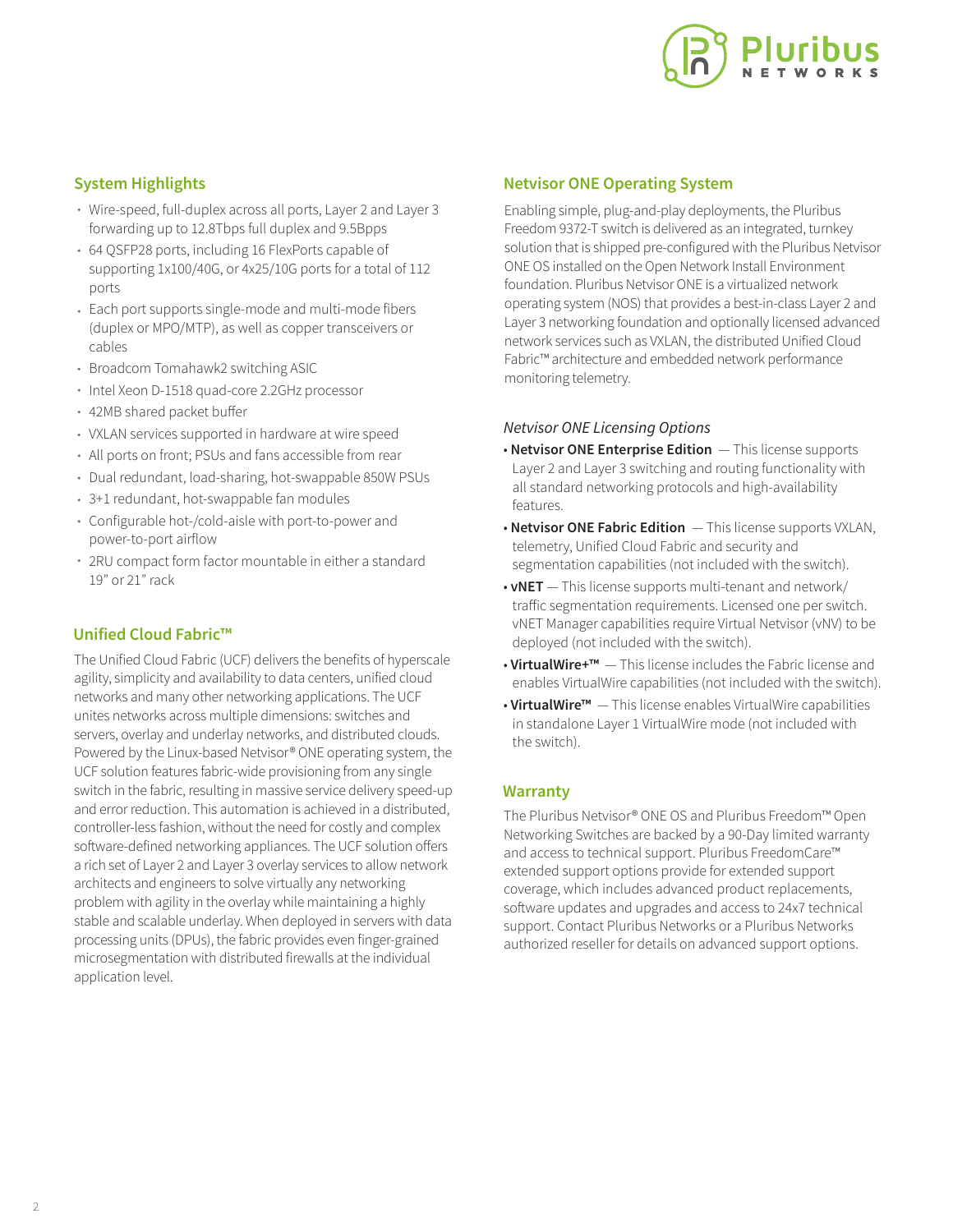## System Highlights

- Wire-speed, full-duplex across all ports, Layer 2 and Layer 3 forwarding up to 12.8Tbps full duplex and 9.5Bpps
- 64 QSFP28 ports, including 16 FlexPorts capable of supporting 1x100/40G, or 4x25/10G ports for a total of 112 ports
- Each port supports single-mode and multi-mode fibers (duplex or MPO/MTP), as well as copper transceivers or cables
- Broadcom Tomahawk2 switching ASIC
- Intel Xeon D-1518 quad-core 2.2GHz processor
- 42MB shared packet buffer
- VXLAN services supported in hardware at wire speed
- All ports on front; PSUs and fans accessible from rear
- Dual redundant, load-sharing, hot-swappable 850W PSUs
- 3+1 redundant, hot-swappable fan modules
- Configurable hot-/cold-aisle with port-to-power and power-to-port airflow
- 2RU compact form factor mountable in either a standard 19" or 21" rack

## Unified Cloud Fabric™

The Unified Cloud Fabric (UCF) delivers the benefits of hyperscale agility, simplicity and availability to data centers, unified cloud networks and many other networking applications. The UCF unites networks across multiple dimensions: switches and servers, overlay and underlay networks, and distributed clouds. Powered by the Linux-based Netvisor® ONE operating system, the UCF solution features fabric-wide provisioning from any single switch in the fabric, resulting in massive service delivery speed-up and error reduction. This automation is achieved in a distributed, controller-less fashion, without the need for costly and complex software-defined networking appliances. The UCF solution offers a rich set of Layer 2 and Layer 3 overlay services to allow network architects and engineers to solve virtually any networking problem with agility in the overlay while maintaining a highly stable and scalable underlay. When deployed in servers with data processing units (DPUs), the fabric provides even finger-grained microsegmentation with distributed firewalls at the individual application level.

## Netvisor ONE Operating System

Enabling simple, plug-and-play deployments, the Pluribus Freedom 9372-T switch is delivered as an integrated, turnkey solution that is shipped pre-configured with the Pluribus Netvisor ONE OS installed on the Open Network Install Environment foundation. Pluribus Netvisor ONE is a virtualized network operating system (NOS) that provides a best-in-class Layer 2 and Layer 3 networking foundation and optionally licensed advanced network services such as VXLAN, the distributed Unified Cloud Fabric™ architecture and embedded network performance monitoring telemetry.

*Netvisor ONE Licensing Options*

- **Netvisor ONE Enterprise Edition** — This license supports Layer 2 and Layer 3 switching and routing functionality with all standard networking protocols and high-availability features.
- **Netvisor ONE Fabric Edition** — This license supports VXLAN, telemetry, Unified Cloud Fabric and security and segmentation capabilities (not included with the switch).
- **vNET** — This license supports multi-tenant and network/traffic segmentation requirements. Licensed one per switch. vNET Manager capabilities require Virtual Netvisor (vNV) to be deployed (not included with the switch).
- **VirtualWire+™** — This license includes the Fabric license and enables VirtualWire capabilities (not included with the switch).
- **VirtualWire™** — This license enables VirtualWire capabilities in standalone Layer 1 VirtualWire mode (not included with the switch).

## Warranty

The Pluribus Netvisor® ONE OS and Pluribus Freedom™ Open Networking Switches are backed by a 90-Day limited warranty and access to technical support. Pluribus FreedomCare™ extended support options provide for extended support coverage, which includes advanced product replacements, software updates and upgrades and access to 24x7 technical support. Contact Pluribus Networks or a Pluribus Networks authorized reseller for details on advanced support options.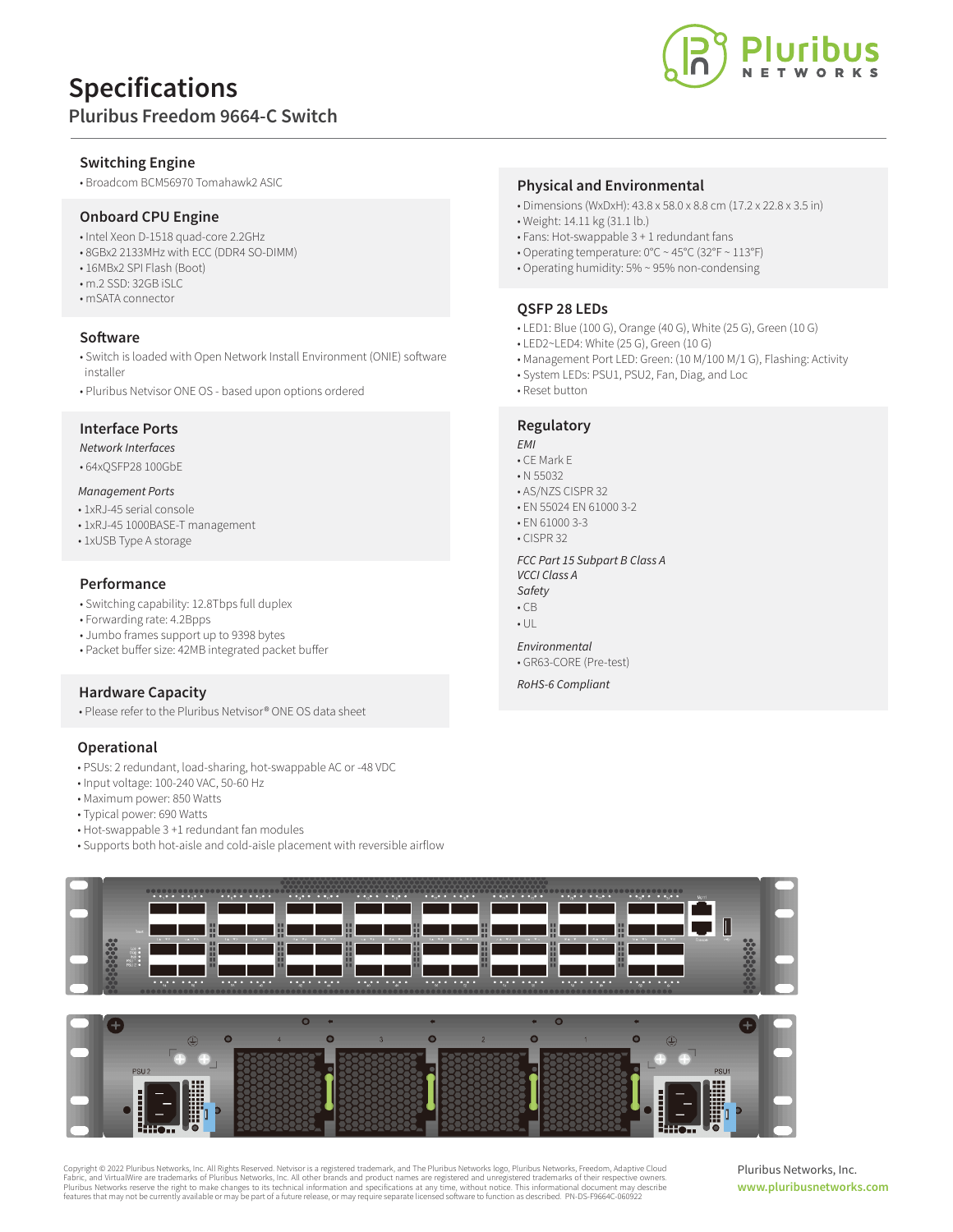# Specifications

## Pluribus Freedom 9664-C Switch

### Switching Engine

- Broadcom BCM56970 Tomahawk2 ASIC

### Onboard CPU Engine

- Intel Xeon D-1518 quad-core 2.2GHz
- 8GBx2 2133MHz with ECC (DDR4 SO-DIMM)
- 16MBx2 SPI Flash (Boot)
- m.2 SSD: 32GB iSLC
- mSATA connector

### Software

- Switch is loaded with Open Network Install Environment (ONIE) software installer
- Pluribus Netvisor ONE OS - based upon options ordered

### Interface Ports

*Network Interfaces*

- 64xQSFP28 100GbE

*Management Ports*

- 1xRJ-45 serial console
- 1xRJ-45 1000BASE-T management
- 1xUSB Type A storage

### Performance

- Switching capability: 12.8Tbps full duplex
- Forwarding rate: 4.2Bpps
- Jumbo frames support up to 9398 bytes
- Packet buffer size: 42MB integrated packet buffer

### Hardware Capacity

- Please refer to the Pluribus Netvisor® ONE OS data sheet

### Operational

- PSUs: 2 redundant, load-sharing, hot-swappable AC or -48 VDC
- Input voltage: 100-240 VAC, 50-60 Hz
- Maximum power: 850 Watts
- Typical power: 690 Watts
- Hot-swappable 3 +1 redundant fan modules
- Supports both hot-aisle and cold-aisle placement with reversible airflow

### Physical and Environmental

- Dimensions (WxDxH): 43.8 x 58.0 x 8.8 cm (17.2 x 22.8 x 3.5 in)
- Weight: 14.11 kg (31.1 lb.)
- Fans: Hot-swappable 3 + 1 redundant fans
- Operating temperature: 0°C ~ 45°C (32°F ~ 113°F)
- Operating humidity: 5% ~ 95% non-condensing

### QSFP 28 LEDs

- LED1: Blue (100 G), Orange (40 G), White (25 G), Green (10 G)
- LED2~LED4: White (25 G), Green (10 G)
- Management Port LED: Green: (10 M/100 M/1 G), Flashing: Activity
- System LEDs: PSU1, PSU2, Fan, Diag, and Loc
- Reset button

### Regulatory

*EMI*

- CE Mark E
- N 55032
- AS/NZS CISPR 32
- EN 55024 EN 61000 3-2
- EN 61000 3-3
- CISPR 32

*FCC Part 15 Subpart B Class A*

*VCCI Class A*

*Safety*

- CB
- UL

*Environmental*

- GR63-CORE (Pre-test)

*RoHS-6 Compliant*

Copyright © 2022 Pluribus Networks, Inc. All Rights Reserved. Netvisor is a registered trademark, and The Pluribus Networks logo, Pluribus Networks, Freedom, Adaptive Cloud Fabric, and VirtualWire are trademarks of Pluribus Networks, Inc. All other brands and product names are registered and unregistered trademarks of their respective owners. Pluribus Networks reserve the right to make changes to its technical information and specifications at any time, without notice. This informational document may describe features that may not be currently available or may be part of a future release, or may require separate licensed software to function as described. PN-DS-F9664C-060922

Pluribus Networks, Inc.
www.pluribusnetworks.com